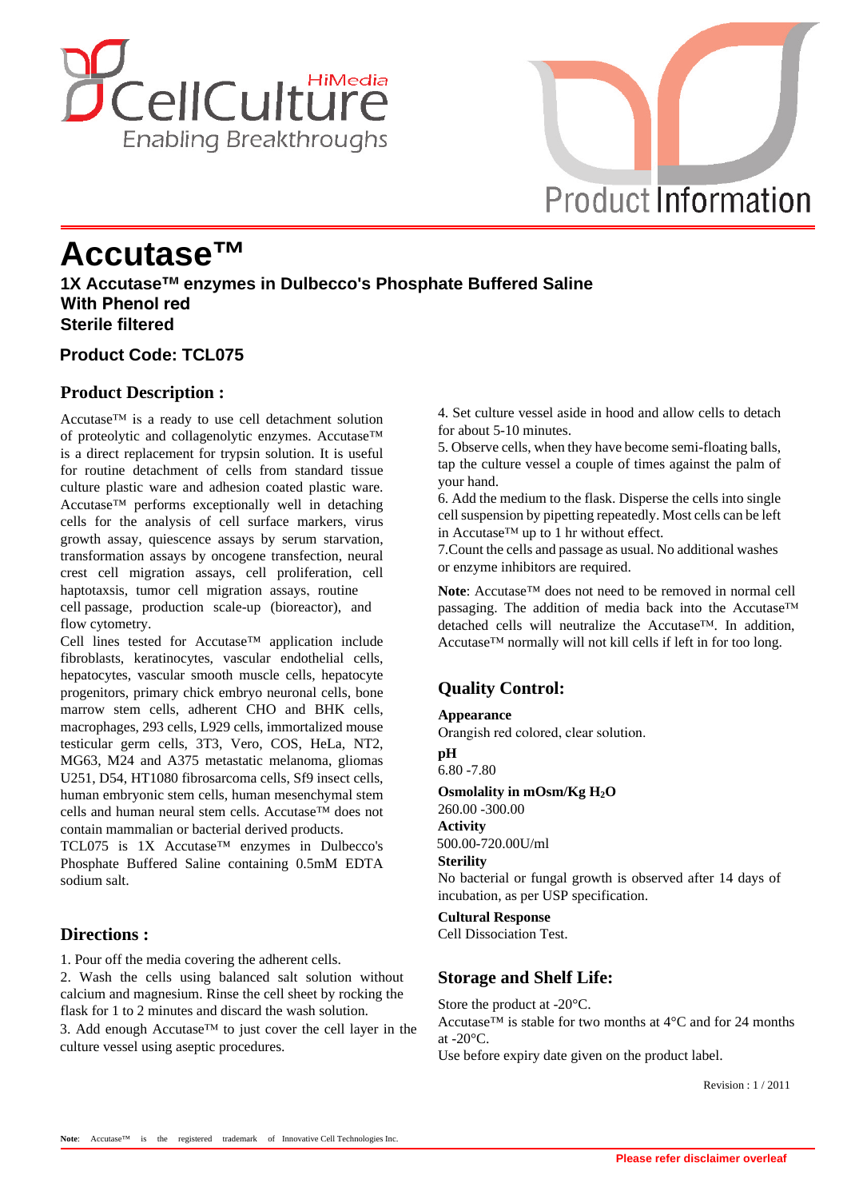# Accutase™

**1X Accutase™ enzymes in Dulbecco's Phosphate Buffered Saline**
**With Phenol red**
**Sterile filtered**

### Product Code: TCL075

## Product Description :

Accutase™ is a ready to use cell detachment solution of proteolytic and collagenolytic enzymes. Accutase™ is a direct replacement for trypsin solution. It is useful for routine detachment of cells from standard tissue culture plastic ware and adhesion coated plastic ware. Accutase™ performs exceptionally well in detaching cells for the analysis of cell surface markers, virus growth assay, quiescence assays by serum starvation, transformation assays by oncogene transfection, neural crest cell migration assays, cell proliferation, cell haptotaxsis, tumor cell migration assays, routine cell passage, production scale-up (bioreactor), and flow cytometry.

Cell lines tested for Accutase™ application include fibroblasts, keratinocytes, vascular endothelial cells, hepatocytes, vascular smooth muscle cells, hepatocyte progenitors, primary chick embryo neuronal cells, bone marrow stem cells, adherent CHO and BHK cells, macrophages, 293 cells, L929 cells, immortalized mouse testicular germ cells, 3T3, Vero, COS, HeLa, NT2, MG63, M24 and A375 metastatic melanoma, gliomas U251, D54, HT1080 fibrosarcoma cells, Sf9 insect cells, human embryonic stem cells, human mesenchymal stem cells and human neural stem cells. Accutase™ does not contain mammalian or bacterial derived products.

TCL075 is 1X Accutase™ enzymes in Dulbecco's Phosphate Buffered Saline containing 0.5mM EDTA sodium salt.

## Directions :

1. Pour off the media covering the adherent cells.
2. Wash the cells using balanced salt solution without calcium and magnesium. Rinse the cell sheet by rocking the flask for 1 to 2 minutes and discard the wash solution.
3. Add enough Accutase™ to just cover the cell layer in the culture vessel using aseptic procedures.
4. Set culture vessel aside in hood and allow cells to detach for about 5-10 minutes.
5. Observe cells, when they have become semi-floating balls, tap the culture vessel a couple of times against the palm of your hand.
6. Add the medium to the flask. Disperse the cells into single cell suspension by pipetting repeatedly. Most cells can be left in Accutase™ up to 1 hr without effect.
7. Count the cells and passage as usual. No additional washes or enzyme inhibitors are required.

**Note**: Accutase™ does not need to be removed in normal cell passaging. The addition of media back into the Accutase™ detached cells will neutralize the Accutase™. In addition, Accutase™ normally will not kill cells if left in for too long.

## Quality Control:

**Appearance**
Orangish red colored, clear solution.

**pH**
6.80 -7.80

**Osmolality in mOsm/Kg $H_2O$**
260.00 -300.00

**Activity**
500.00-720.00U/ml

**Sterility**
No bacterial or fungal growth is observed after 14 days of incubation, as per USP specification.

**Cultural Response**
Cell Dissociation Test.

## Storage and Shelf Life:

Store the product at -20°C.
Accutase™ is stable for two months at 4°C and for 24 months at -20°C.
Use before expiry date given on the product label.

Revision : 1 / 2011

**Note**: Accutase™ is the registered trademark of Innovative Cell Technologies Inc.

**Please refer disclaimer overleaf**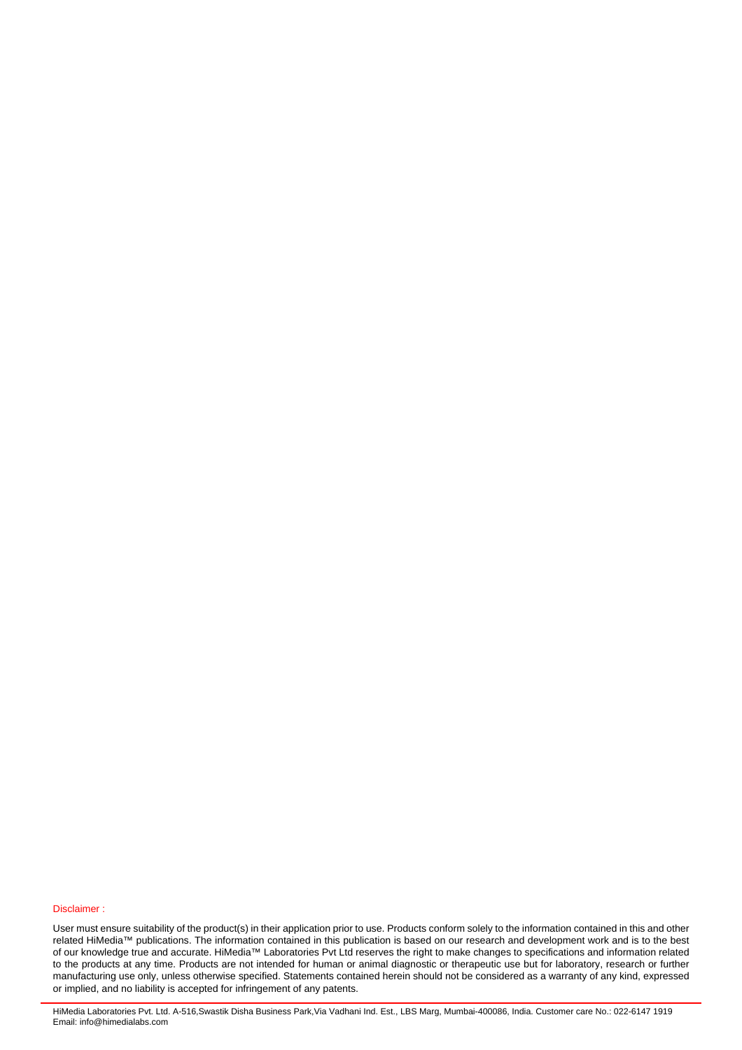Disclaimer :

User must ensure suitability of the product(s) in their application prior to use. Products conform solely to the information contained in this and other related HiMedia™ publications. The information contained in this publication is based on our research and development work and is to the best of our knowledge true and accurate. HiMedia™ Laboratories Pvt Ltd reserves the right to make changes to specifications and information related to the products at any time. Products are not intended for human or animal diagnostic or therapeutic use but for laboratory, research or further manufacturing use only, unless otherwise specified. Statements contained herein should not be considered as a warranty of any kind, expressed or implied, and no liability is accepted for infringement of any patents.

HiMedia Laboratories Pvt. Ltd. A-516,Swastik Disha Business Park,Via Vadhani Ind. Est., LBS Marg, Mumbai-400086, India. Customer care No.: 022-6147 1919 Email: info@himedialabs.com